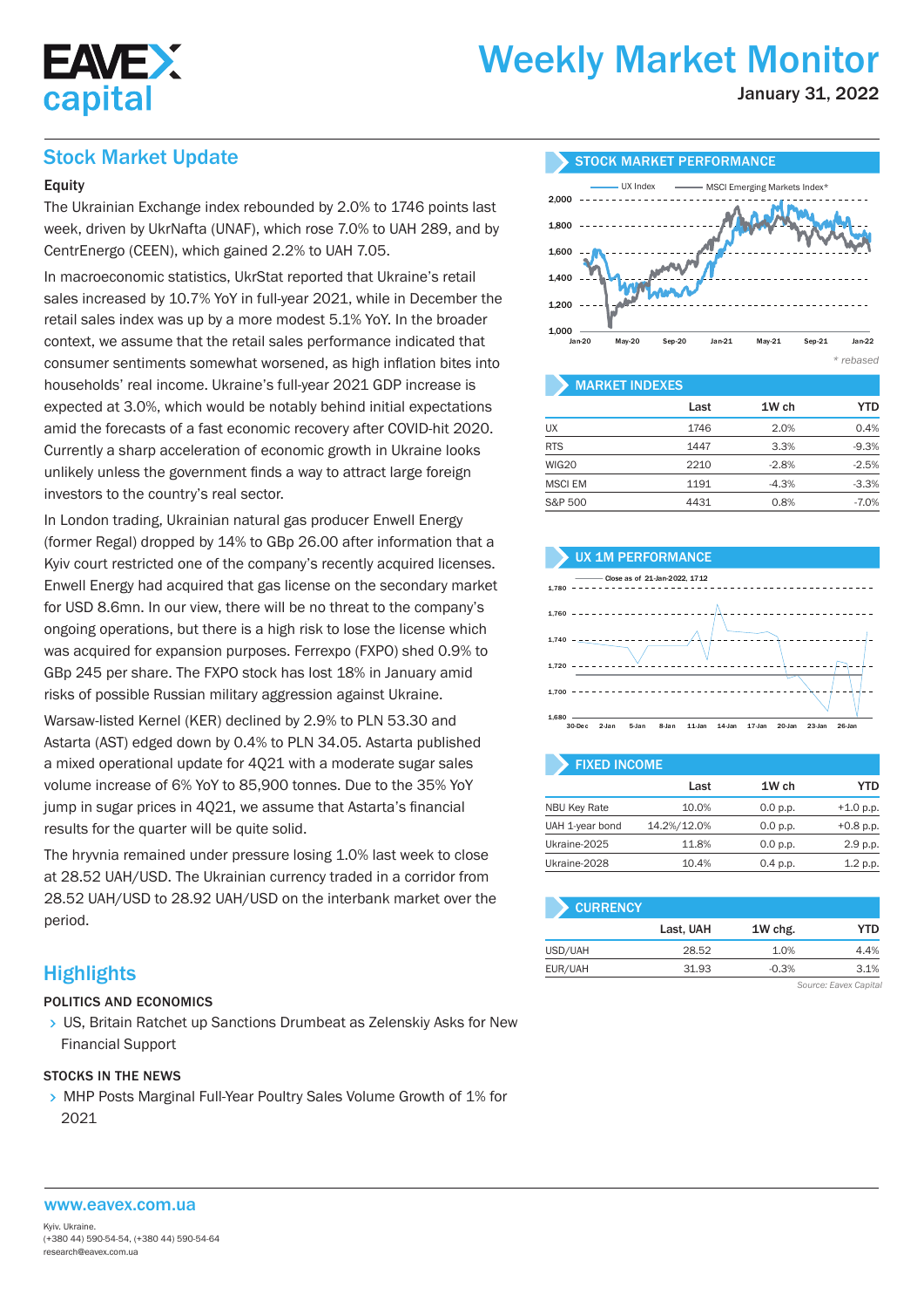# Weekly Market Monitor

January 31, 2022

## Stock Market Update

### Equity

The Ukrainian Exchange index rebounded by 2.0% to 1746 points last week, driven by UkrNafta (UNAF), which rose 7.0% to UAH 289, and by CentrEnergo (CEEN), which gained 2.2% to UAH 7.05.

In macroeconomic statistics, UkrStat reported that Ukraine's retail sales increased by 10.7% YoY in full-year 2021, while in December the retail sales index was up by a more modest 5.1% YoY. In the broader context, we assume that the retail sales performance indicated that consumer sentiments somewhat worsened, as high inflation bites into households' real income. Ukraine's full-year 2021 GDP increase is expected at 3.0%, which would be notably behind initial expectations amid the forecasts of a fast economic recovery after COVID-hit 2020. Currently a sharp acceleration of economic growth in Ukraine looks unlikely unless the government finds a way to attract large foreign investors to the country's real sector.

In London trading, Ukrainian natural gas producer Enwell Energy (former Regal) dropped by 14% to GBp 26.00 after information that a Kyiv court restricted one of the company's recently acquired licenses. Enwell Energy had acquired that gas license on the secondary market for USD 8.6mn. In our view, there will be no threat to the company's ongoing operations, but there is a high risk to lose the license which was acquired for expansion purposes. Ferrexpo (FXPO) shed 0.9% to GBp 245 per share. The FXPO stock has lost 18% in January amid risks of possible Russian military aggression against Ukraine.

Warsaw-listed Kernel (KER) declined by 2.9% to PLN 53.30 and Astarta (AST) edged down by 0.4% to PLN 34.05. Astarta published a mixed operational update for 4Q21 with a moderate sugar sales volume increase of 6% YoY to 85,900 tonnes. Due to the 35% YoY jump in sugar prices in 4Q21, we assume that Astarta's financial results for the quarter will be quite solid.

The hryvnia remained under pressure losing 1.0% last week to close at 28.52 UAH/USD. The Ukrainian currency traded in a corridor from 28.52 UAH/USD to 28.92 UAH/USD on the interbank market over the period.

## Highlights

### POLITICS AND ECONOMICS

- US, Britain Ratchet up Sanctions Drumbeat as Zelenskiy Asks for New Financial Support

### STOCKS IN THE NEWS

- MHP Posts Marginal Full-Year Poultry Sales Volume Growth of 1% for 2021

### STOCK MARKET PERFORMANCE

*\* rebased*

### MARKET INDEXES

| | Last | 1W ch | YTD |
|---|---|---|---|
| UX | 1746 | 2.0% | 0.4% |
| RTS | 1447 | 3.3% | -9.3% |
| WIG20 | 2210 | -2.8% | -2.5% |
| MSCI EM | 1191 | -4.3% | -3.3% |
| S&P 500 | 4431 | 0.8% | -7.0% |

### UX 1M PERFORMANCE

Close as of 21-Jan-2022, 1712

### FIXED INCOME

| | Last | 1W ch | YTD |
|---|---|---|---|
| NBU Key Rate | 10.0% | 0.0 p.p. | +1.0 p.p. |
| UAH 1-year bond | 14.2%/12.0% | 0.0 p.p. | +0.8 p.p. |
| Ukraine-2025 | 11.8% | 0.0 p.p. | 2.9 p.p. |
| Ukraine-2028 | 10.4% | 0.4 p.p. | 1.2 p.p. |

### CURRENCY

| | Last, UAH | 1W chg. | YTD |
|---|---|---|---|
| USD/UAH | 28.52 | 1.0% | 4.4% |
| EUR/UAH | 31.93 | -0.3% | 3.1% |

Source: Eavex Capital

www.eavex.com.ua

Kyiv. Ukraine.
(+380 44) 590-54-54, (+380 44) 590-54-64
research@eavex.com.ua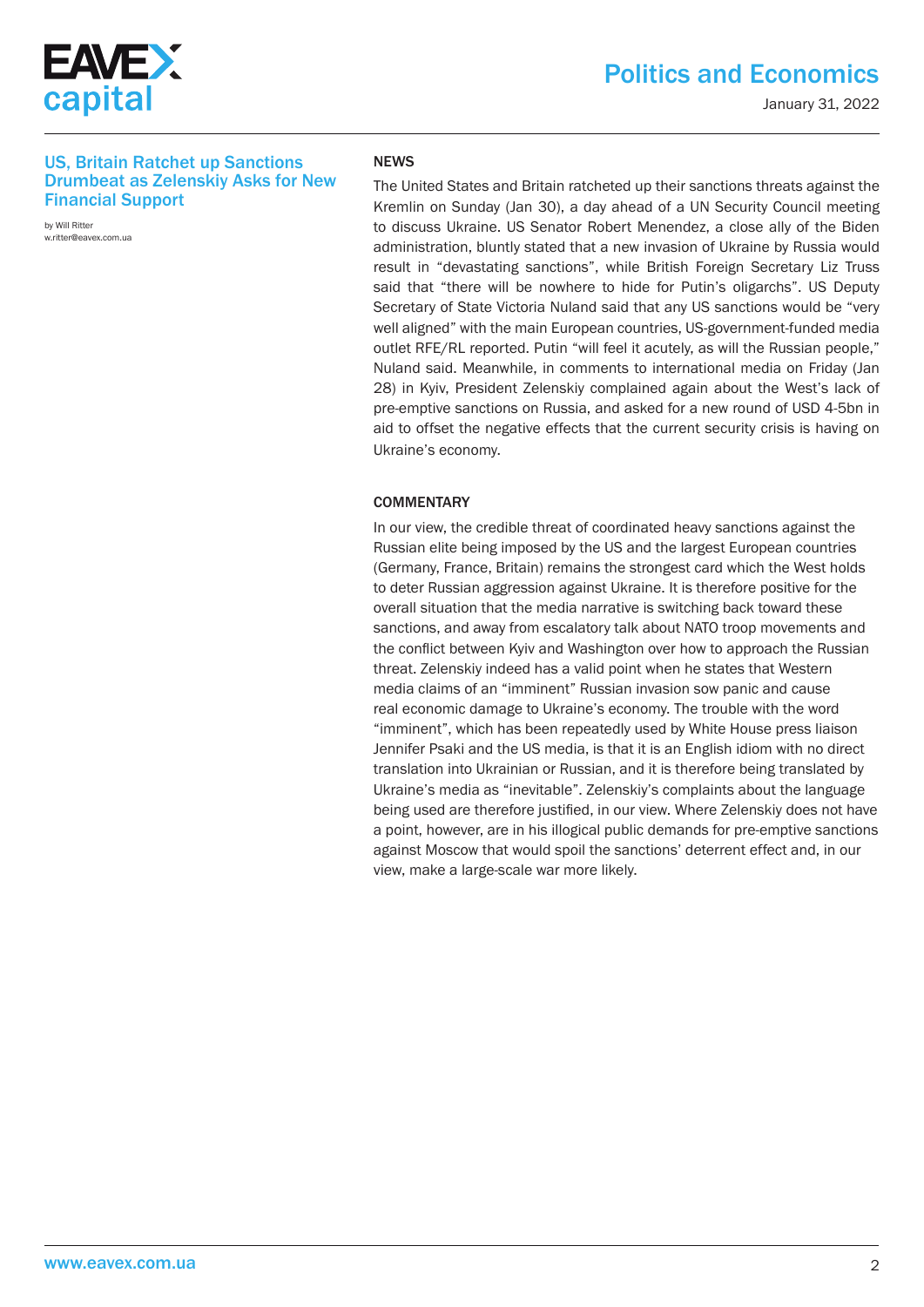## US, Britain Ratchet up Sanctions Drumbeat as Zelenskiy Asks for New Financial Support

by Will Ritter
w.ritter@eavex.com.ua

### NEWS

The United States and Britain ratcheted up their sanctions threats against the Kremlin on Sunday (Jan 30), a day ahead of a UN Security Council meeting to discuss Ukraine. US Senator Robert Menendez, a close ally of the Biden administration, bluntly stated that a new invasion of Ukraine by Russia would result in "devastating sanctions", while British Foreign Secretary Liz Truss said that "there will be nowhere to hide for Putin's oligarchs". US Deputy Secretary of State Victoria Nuland said that any US sanctions would be "very well aligned" with the main European countries, US-government-funded media outlet RFE/RL reported. Putin "will feel it acutely, as will the Russian people," Nuland said. Meanwhile, in comments to international media on Friday (Jan 28) in Kyiv, President Zelenskiy complained again about the West's lack of pre-emptive sanctions on Russia, and asked for a new round of USD 4-5bn in aid to offset the negative effects that the current security crisis is having on Ukraine's economy.

### COMMENTARY

In our view, the credible threat of coordinated heavy sanctions against the Russian elite being imposed by the US and the largest European countries (Germany, France, Britain) remains the strongest card which the West holds to deter Russian aggression against Ukraine. It is therefore positive for the overall situation that the media narrative is switching back toward these sanctions, and away from escalatory talk about NATO troop movements and the conflict between Kyiv and Washington over how to approach the Russian threat. Zelenskiy indeed has a valid point when he states that Western media claims of an "imminent" Russian invasion sow panic and cause real economic damage to Ukraine's economy. The trouble with the word "imminent", which has been repeatedly used by White House press liaison Jennifer Psaki and the US media, is that it is an English idiom with no direct translation into Ukrainian or Russian, and it is therefore being translated by Ukraine's media as "inevitable". Zelenskiy's complaints about the language being used are therefore justified, in our view. Where Zelenskiy does not have a point, however, are in his illogical public demands for pre-emptive sanctions against Moscow that would spoil the sanctions' deterrent effect and, in our view, make a large-scale war more likely.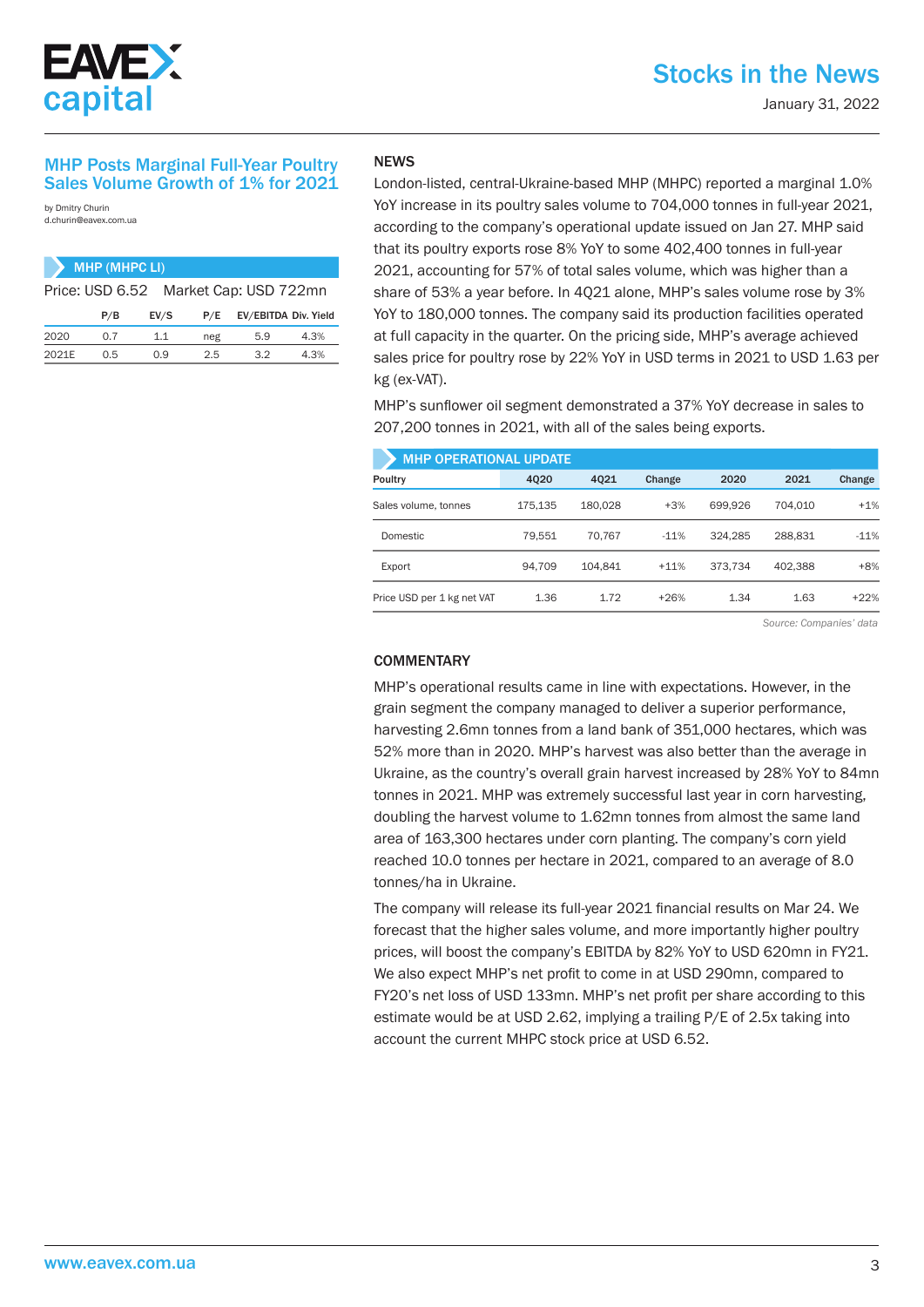## MHP Posts Marginal Full-Year Poultry Sales Volume Growth of 1% for 2021

by Dmitry Churin
d.churin@eavex.com.ua

**MHP (MHPC LI)**

Price: USD 6.52 Market Cap: USD 722mn

| | P/B | EV/S | P/E | EV/EBITDA | Div. Yield |
|---|---|---|---|---|---|
| 2020 | 0.7 | 1.1 | neg | 5.9 | 4.3% |
| 2021E | 0.5 | 0.9 | 2.5 | 3.2 | 4.3% |

### NEWS

London-listed, central-Ukraine-based MHP (MHPC) reported a marginal 1.0% YoY increase in its poultry sales volume to 704,000 tonnes in full-year 2021, according to the company's operational update issued on Jan 27. MHP said that its poultry exports rose 8% YoY to some 402,400 tonnes in full-year 2021, accounting for 57% of total sales volume, which was higher than a share of 53% a year before. In 4Q21 alone, MHP's sales volume rose by 3% YoY to 180,000 tonnes. The company said its production facilities operated at full capacity in the quarter. On the pricing side, MHP's average achieved sales price for poultry rose by 22% YoY in USD terms in 2021 to USD 1.63 per kg (ex-VAT).

MHP's sunflower oil segment demonstrated a 37% YoY decrease in sales to 207,200 tonnes in 2021, with all of the sales being exports.

**MHP OPERATIONAL UPDATE**

| Poultry | 4Q20 | 4Q21 | Change | 2020 | 2021 | Change |
|---|---|---|---|---|---|---|
| Sales volume, tonnes | 175,135 | 180,028 | +3% | 699,926 | 704,010 | +1% |
| Domestic | 79,551 | 70,767 | -11% | 324,285 | 288,831 | -11% |
| Export | 94,709 | 104,841 | +11% | 373,734 | 402,388 | +8% |
| Price USD per 1 kg net VAT | 1.36 | 1.72 | +26% | 1.34 | 1.63 | +22% |

*Source: Companies' data*

### COMMENTARY

MHP's operational results came in line with expectations. However, in the grain segment the company managed to deliver a superior performance, harvesting 2.6mn tonnes from a land bank of 351,000 hectares, which was 52% more than in 2020. MHP's harvest was also better than the average in Ukraine, as the country's overall grain harvest increased by 28% YoY to 84mn tonnes in 2021. MHP was extremely successful last year in corn harvesting, doubling the harvest volume to 1.62mn tonnes from almost the same land area of 163,300 hectares under corn planting. The company's corn yield reached 10.0 tonnes per hectare in 2021, compared to an average of 8.0 tonnes/ha in Ukraine.

The company will release its full-year 2021 financial results on Mar 24. We forecast that the higher sales volume, and more importantly higher poultry prices, will boost the company's EBITDA by 82% YoY to USD 620mn in FY21. We also expect MHP's net profit to come in at USD 290mn, compared to FY20's net loss of USD 133mn. MHP's net profit per share according to this estimate would be at USD 2.62, implying a trailing P/E of 2.5x taking into account the current MHPC stock price at USD 6.52.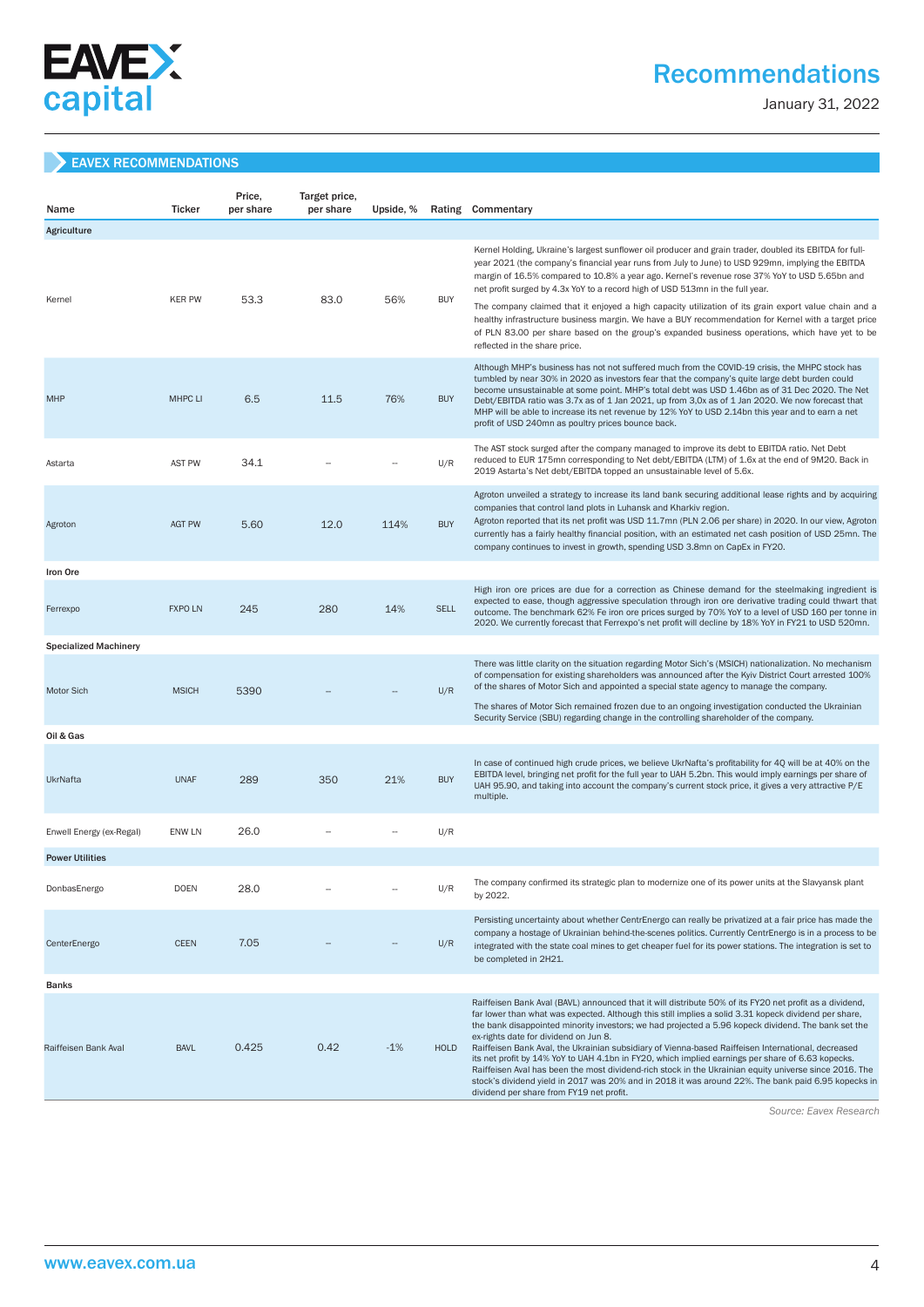## EAVEX RECOMMENDATIONS

| Name | Ticker | Price, per share | Target price, per share | Upside, % | Rating | Commentary |
|---|---|---|---|---|---|---|
| **Agriculture** | | | | | | |
| Kernel | KER PW | 53.3 | 83.0 | 56% | BUY | Kernel Holding, Ukraine's largest sunflower oil producer and grain trader, doubled its EBITDA for full-year 2021 (the company's financial year runs from July to June) to USD 929mn, implying the EBITDA margin of 16.5% compared to 10.8% a year ago. Kernel's revenue rose 37% YoY to USD 5.65bn and net profit surged by 4.3x YoY to a record high of USD 513mn in the full year. The company claimed that it enjoyed a high capacity utilization of its grain export value chain and a healthy infrastructure business margin. We have a BUY recommendation for Kernel with a target price of PLN 83.00 per share based on the group's expanded business operations, which have yet to be reflected in the share price. |
| MHP | MHPC LI | 6.5 | 11.5 | 76% | BUY | Although MHP's business has not not suffered much from the COVID-19 crisis, the MHPC stock has tumbled by near 30% in 2020 as investors fear that the company's quite large debt burden could become unsustainable at some point. MHP's total debt was USD 1.46bn as of 31 Dec 2020. The Net Debt/EBITDA ratio was 3.7x as of 1 Jan 2021, up from 3.0x as of 1 Jan 2020. We now forecast that MHP will be able to increase its net revenue by 12% YoY to USD 2.14bn this year and to earn a net profit of USD 240mn as poultry prices bounce back. |
| Astarta | AST PW | 34.1 | -- | -- | U/R | The AST stock surged after the company managed to improve its debt to EBITDA ratio. Net Debt reduced to EUR 175mn corresponding to Net debt/EBITDA (LTM) of 1.6x at the end of 9M20. Back in 2019 Astarta's Net debt/EBITDA topped an unsustainable level of 5.6x. |
| Agroton | AGT PW | 5.60 | 12.0 | 114% | BUY | Agroton unveiled a strategy to increase its land bank securing additional lease rights and by acquiring companies that control land plots in Luhansk and Kharkiv region. Agroton reported that its net profit was USD 11.7mn (PLN 2.06 per share) in 2020. In our view, Agroton currently has a fairly healthy financial position, with an estimated net cash position of USD 25mn. The company continues to invest in growth, spending USD 3.8mn on CapEx in FY20. |
| **Iron Ore** | | | | | | |
| Ferrexpo | FXPO LN | 245 | 280 | 14% | SELL | High iron ore prices are due for a correction as Chinese demand for the steelmaking ingredient is expected to ease, though aggressive speculation through iron ore derivative trading could thwart that outcome. The benchmark 62% Fe iron ore prices surged by 70% YoY to a level of USD 160 per tonne in 2020. We currently forecast that Ferrexpo's net profit will decline by 18% YoY in FY21 to USD 520mn. |
| **Specialized Machinery** | | | | | | |
| Motor Sich | MSICH | 5390 | -- | -- | U/R | There was little clarity on the situation regarding Motor Sich's (MSICH) nationalization. No mechanism of compensation for existing shareholders was announced after the Kyiv District Court arrested 100% of the shares of Motor Sich and appointed a special state agency to manage the company. The shares of Motor Sich remained frozen due to an ongoing investigation conducted the Ukrainian Security Service (SBU) regarding change in the controlling shareholder of the company. |
| **Oil & Gas** | | | | | | |
| UkrNafta | UNAF | 289 | 350 | 21% | BUY | In case of continued high crude prices, we believe UkrNafta's profitability for 4Q will be at 40% on the EBITDA level, bringing net profit for the full year to UAH 5.2bn. This would imply earnings per share of UAH 95.90, and taking into account the company's current stock price, it gives a very attractive P/E multiple. |
| Enwell Energy (ex-Regal) | ENW LN | 26.0 | -- | -- | U/R | |
| **Power Utilities** | | | | | | |
| DonbasEnergo | DOEN | 28.0 | -- | -- | U/R | The company confirmed its strategic plan to modernize one of its power units at the Slavyansk plant by 2022. |
| CenterEnergo | CEEN | 7.05 | -- | -- | U/R | Persisting uncertainty about whether CentrEnergo can really be privatized at a fair price has made the company a hostage of Ukrainian behind-the-scenes politics. Currently CentrEnergo is in a process to be integrated with the state coal mines to get cheaper fuel for its power stations. The integration is set to be completed in 2H21. |
| **Banks** | | | | | | |
| Raiffeisen Bank Aval | BAVL | 0.425 | 0.42 | -1% | HOLD | Raiffeisen Bank Aval (BAVL) announced that it will distribute 50% of its FY20 net profit as a dividend, far lower than what was expected. Although this still implies a solid 3.31 kopeck dividend per share, the bank disappointed minority investors; we had projected a 5.96 kopeck dividend. The bank set the ex-rights date for dividend on Jun 8. Raiffeisen Bank Aval, the Ukrainian subsidiary of Vienna-based Raiffeisen International, decreased its net profit by 14% YoY to UAH 4.1bn in FY20, which implied earnings per share of 6.63 kopecks. Raiffeisen Aval has been the most dividend-rich stock in the Ukrainian equity universe since 2016. The stock's dividend yield in 2017 was 20% and in 2018 it was around 22%. The bank paid 6.95 kopecks in dividend per share from FY19 net profit. |

*Source: Eavex Research*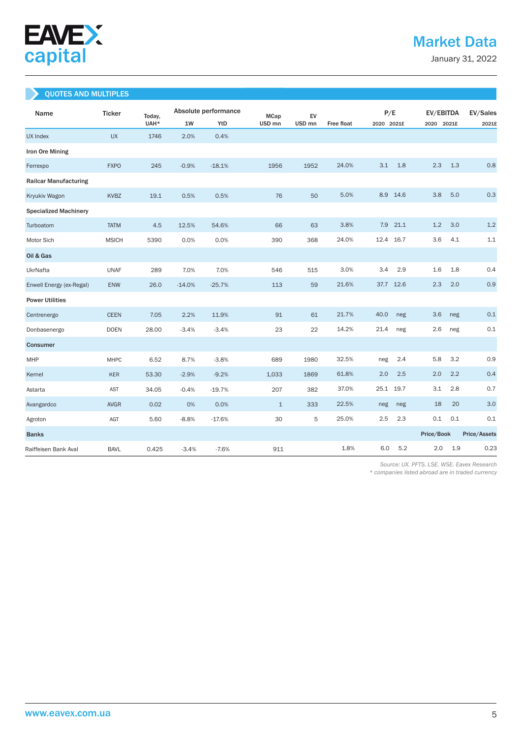# Market Data

January 31, 2022

## QUOTES AND MULTIPLES

| Name | Ticker | Today, UAH* | Absolute performance | | MCap USD mn | EV USD mn | Free float | P/E | | EV/EBITDA | | EV/Sales |
|---|---|---|---|---|---|---|---|---|---|---|---|---|
| | | | 1W | YtD | | | | 2020 | 2021E | 2020 | 2021E | 2021E |
| UX Index | UX | 1746 | 2.0% | 0.4% | | | | | | | | |
| **Iron Ore Mining** | | | | | | | | | | | | |
| Ferrexpo | FXPO | 245 | -0.9% | -18.1% | 1956 | 1952 | 24.0% | 3.1 | 1.8 | 2.3 | 1.3 | 0.8 |
| **Railcar Manufacturing** | | | | | | | | | | | | |
| Kryukiv Wagon | KVBZ | 19.1 | 0.5% | 0.5% | 76 | 50 | 5.0% | 8.9 | 14.6 | 3.8 | 5.0 | 0.3 |
| **Specialized Machinery** | | | | | | | | | | | | |
| Turboatom | TATM | 4.5 | 12.5% | 54.6% | 66 | 63 | 3.8% | 7.9 | 21.1 | 1.2 | 3.0 | 1.2 |
| Motor Sich | MSICH | 5390 | 0.0% | 0.0% | 390 | 368 | 24.0% | 12.4 | 16.7 | 3.6 | 4.1 | 1.1 |
| **Oil & Gas** | | | | | | | | | | | | |
| UkrNafta | UNAF | 289 | 7.0% | 7.0% | 546 | 515 | 3.0% | 3.4 | 2.9 | 1.6 | 1.8 | 0.4 |
| Enwell Energy (ex-Regal) | ENW | 26.0 | -14.0% | -25.7% | 113 | 59 | 21.6% | 37.7 | 12.6 | 2.3 | 2.0 | 0.9 |
| **Power Utilities** | | | | | | | | | | | | |
| Centrenergo | CEEN | 7.05 | 2.2% | 11.9% | 91 | 61 | 21.7% | 40.0 | neg | 3.6 | neg | 0.1 |
| Donbasenergo | DOEN | 28.00 | -3.4% | -3.4% | 23 | 22 | 14.2% | 21.4 | neg | 2.6 | neg | 0.1 |
| **Consumer** | | | | | | | | | | | | |
| MHP | MHPC | 6.52 | 8.7% | -3.8% | 689 | 1980 | 32.5% | neg | 2.4 | 5.8 | 3.2 | 0.9 |
| Kernel | KER | 53.30 | -2.9% | -9.2% | 1,033 | 1869 | 61.8% | 2.0 | 2.5 | 2.0 | 2.2 | 0.4 |
| Astarta | AST | 34.05 | -0.4% | -19.7% | 207 | 382 | 37.0% | 25.1 | 19.7 | 3.1 | 2.8 | 0.7 |
| Avangardco | AVGR | 0.02 | 0% | 0.0% | 1 | 333 | 22.5% | neg | neg | 18 | 20 | 3.0 |
| Agroton | AGT | 5.60 | -8.8% | -17.6% | 30 | 5 | 25.0% | 2.5 | 2.3 | 0.1 | 0.1 | 0.1 |
| **Banks** | | | | | | | | | | **Price/Book** | | **Price/Assets** |
| Raiffeisen Bank Aval | BAVL | 0.425 | -3.4% | -7.6% | 911 | | 1.8% | 6.0 | 5.2 | 2.0 | 1.9 | 0.23 |

*Source: UX. PFTS. LSE. WSE. Eavex Research*

*\* companies listed abroad are in traded currency*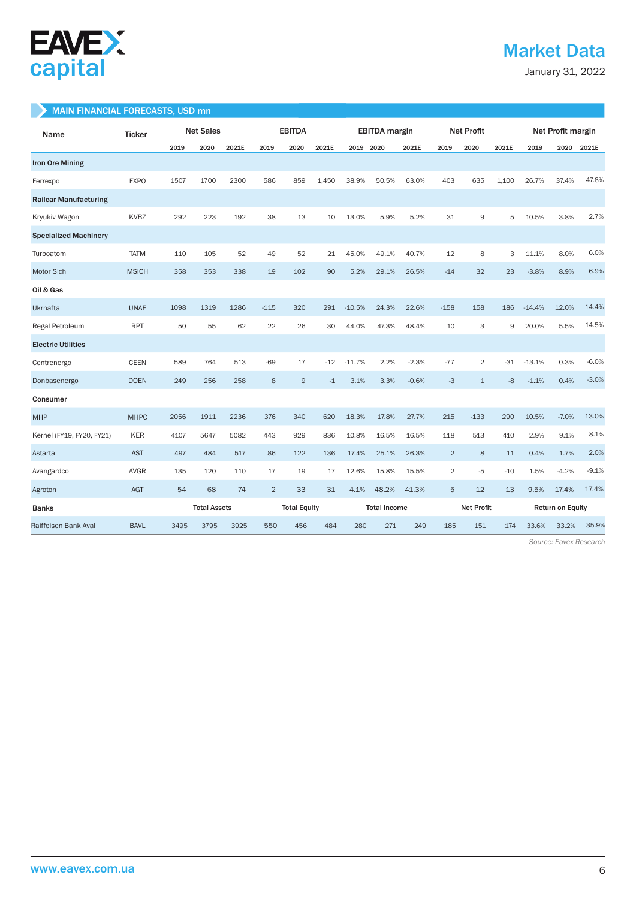## MAIN FINANCIAL FORECASTS, USD mn

| Name | Ticker | Net Sales | | | EBITDA | | | EBITDA margin | | | Net Profit | | | Net Profit margin | | |
|---|---|---|---|---|---|---|---|---|---|---|---|---|---|---|---|---|
| | | 2019 | 2020 | 2021E | 2019 | 2020 | 2021E | 2019 | 2020 | 2021E | 2019 | 2020 | 2021E | 2019 | 2020 | 2021E |
| **Iron Ore Mining** | | | | | | | | | | | | | | | | |
| Ferrexpo | FXPO | 1507 | 1700 | 2300 | 586 | 859 | 1,450 | 38.9% | 50.5% | 63.0% | 403 | 635 | 1,100 | 26.7% | 37.4% | 47.8% |
| **Railcar Manufacturing** | | | | | | | | | | | | | | | | |
| Kryukiv Wagon | KVBZ | 292 | 223 | 192 | 38 | 13 | 10 | 13.0% | 5.9% | 5.2% | 31 | 9 | 5 | 10.5% | 3.8% | 2.7% |
| **Specialized Machinery** | | | | | | | | | | | | | | | | |
| Turboatom | TATM | 110 | 105 | 52 | 49 | 52 | 21 | 45.0% | 49.1% | 40.7% | 12 | 8 | 3 | 11.1% | 8.0% | 6.0% |
| Motor Sich | MSICH | 358 | 353 | 338 | 19 | 102 | 90 | 5.2% | 29.1% | 26.5% | -14 | 32 | 23 | -3.8% | 8.9% | 6.9% |
| **Oil & Gas** | | | | | | | | | | | | | | | | |
| Ukrnafta | UNAF | 1098 | 1319 | 1286 | -115 | 320 | 291 | -10.5% | 24.3% | 22.6% | -158 | 158 | 186 | -14.4% | 12.0% | 14.4% |
| Regal Petroleum | RPT | 50 | 55 | 62 | 22 | 26 | 30 | 44.0% | 47.3% | 48.4% | 10 | 3 | 9 | 20.0% | 5.5% | 14.5% |
| **Electric Utilities** | | | | | | | | | | | | | | | | |
| Centrenergo | CEEN | 589 | 764 | 513 | -69 | 17 | -12 | -11.7% | 2.2% | -2.3% | -77 | 2 | -31 | -13.1% | 0.3% | -6.0% |
| Donbasenergo | DOEN | 249 | 256 | 258 | 8 | 9 | -1 | 3.1% | 3.3% | -0.6% | -3 | 1 | -8 | -1.1% | 0.4% | -3.0% |
| **Consumer** | | | | | | | | | | | | | | | | |
| MHP | MHPC | 2056 | 1911 | 2236 | 376 | 340 | 620 | 18.3% | 17.8% | 27.7% | 215 | -133 | 290 | 10.5% | -7.0% | 13.0% |
| Kernel (FY19, FY20, FY21) | KER | 4107 | 5647 | 5082 | 443 | 929 | 836 | 10.8% | 16.5% | 16.5% | 118 | 513 | 410 | 2.9% | 9.1% | 8.1% |
| Astarta | AST | 497 | 484 | 517 | 86 | 122 | 136 | 17.4% | 25.1% | 26.3% | 2 | 8 | 11 | 0.4% | 1.7% | 2.0% |
| Avangardco | AVGR | 135 | 120 | 110 | 17 | 19 | 17 | 12.6% | 15.8% | 15.5% | 2 | -5 | -10 | 1.5% | -4.2% | -9.1% |
| Agroton | AGT | 54 | 68 | 74 | 2 | 33 | 31 | 4.1% | 48.2% | 41.3% | 5 | 12 | 13 | 9.5% | 17.4% | 17.4% |
| **Banks** | | **Total Assets** | | | **Total Equity** | | | **Total Income** | | | **Net Profit** | | | **Return on Equity** | | |
| Raiffeisen Bank Aval | BAVL | 3495 | 3795 | 3925 | 550 | 456 | 484 | 280 | 271 | 249 | 185 | 151 | 174 | 33.6% | 33.2% | 35.9% |

*Source: Eavex Research*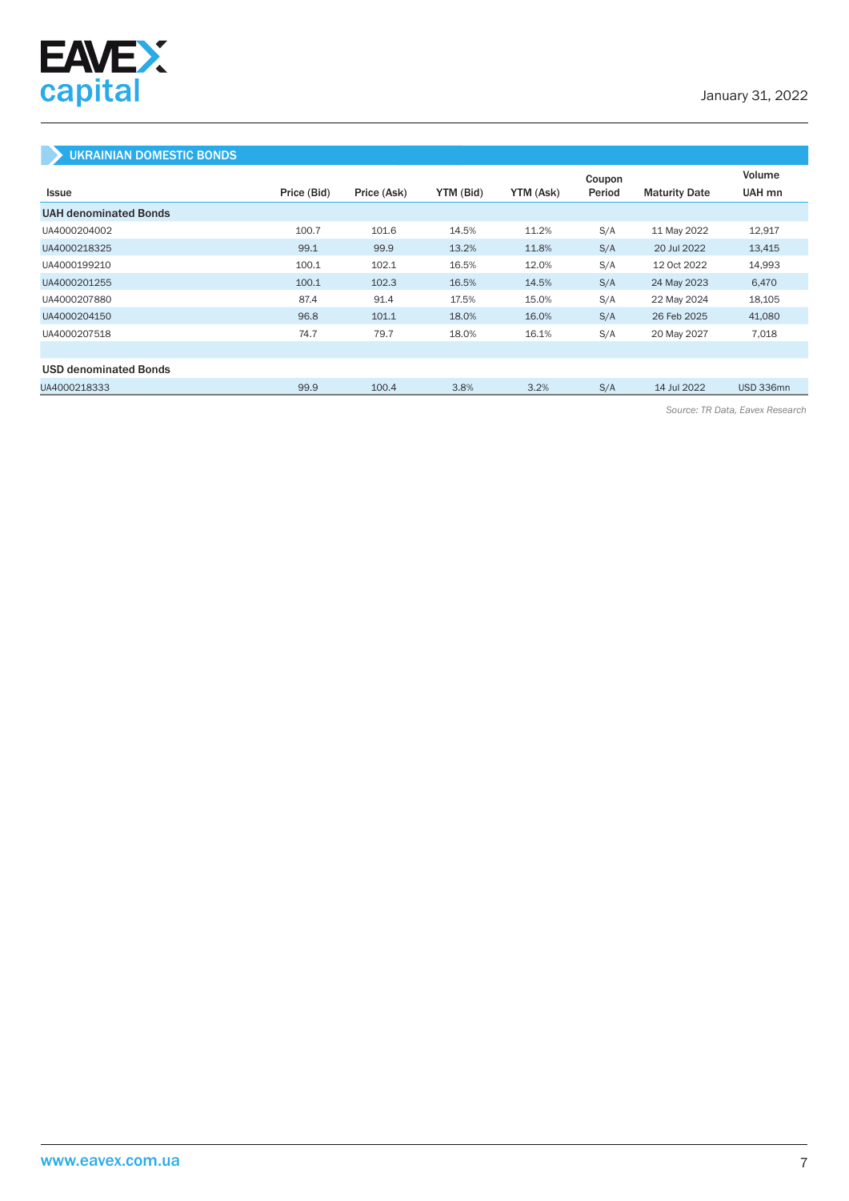## UKRAINIAN DOMESTIC BONDS

| Issue | Price (Bid) | Price (Ask) | YTM (Bid) | YTM (Ask) | Coupon Period | Maturity Date | Volume UAH mn |
|---|---|---|---|---|---|---|---|
| **UAH denominated Bonds** | | | | | | | |
| UA4000204002 | 100.7 | 101.6 | 14.5% | 11.2% | S/A | 11 May 2022 | 12,917 |
| UA4000218325 | 99.1 | 99.9 | 13.2% | 11.8% | S/A | 20 Jul 2022 | 13,415 |
| UA4000199210 | 100.1 | 102.1 | 16.5% | 12.0% | S/A | 12 Oct 2022 | 14,993 |
| UA4000201255 | 100.1 | 102.3 | 16.5% | 14.5% | S/A | 24 May 2023 | 6,470 |
| UA4000207880 | 87.4 | 91.4 | 17.5% | 15.0% | S/A | 22 May 2024 | 18,105 |
| UA4000204150 | 96.8 | 101.1 | 18.0% | 16.0% | S/A | 26 Feb 2025 | 41,080 |
| UA4000207518 | 74.7 | 79.7 | 18.0% | 16.1% | S/A | 20 May 2027 | 7,018 |
| | | | | | | | |
| **USD denominated Bonds** | | | | | | | |
| UA4000218333 | 99.9 | 100.4 | 3.8% | 3.2% | S/A | 14 Jul 2022 | USD 336mn |

*Source: TR Data, Eavex Research*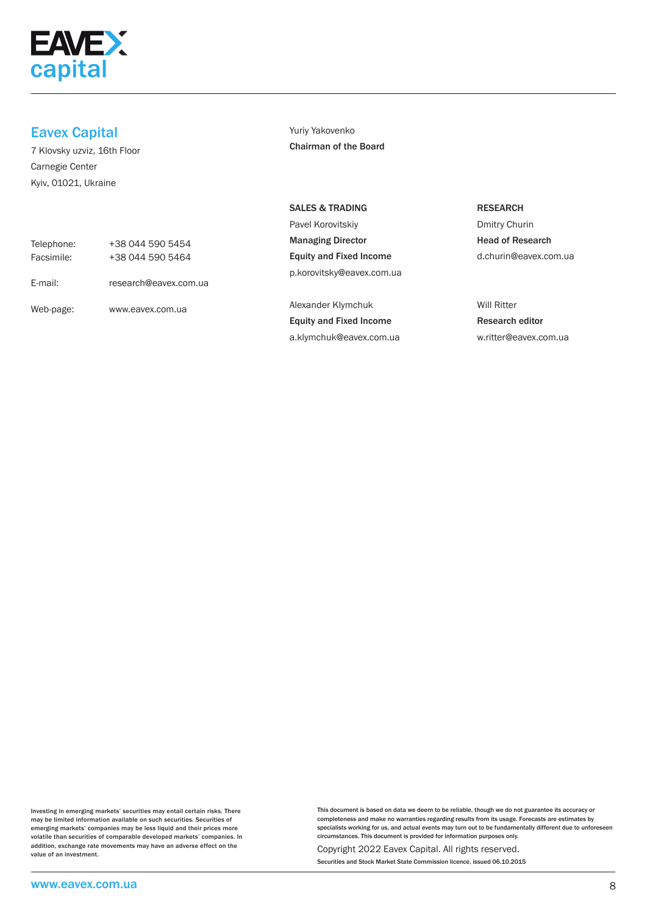EAVEX capital

## Eavex Capital

7 Klovsky uzviz, 16th Floor
Carnegie Center
Kyiv, 01021, Ukraine

| | |
|---|---|
| Telephone: | +38 044 590 5454 |
| Facsimile: | +38 044 590 5464 |
| E-mail: | research@eavex.com.ua |
| Web-page: | www.eavex.com.ua |

Yuriy Yakovenko
**Chairman of the Board**

**SALES & TRADING**

Pavel Korovitskiy
**Managing Director**
**Equity and Fixed Income**
p.korovitsky@eavex.com.ua

Alexander Klymchuk
**Equity and Fixed Income**
a.klymchuk@eavex.com.ua

**RESEARCH**

Dmitry Churin
**Head of Research**
d.churin@eavex.com.ua

Will Ritter
**Research editor**
w.ritter@eavex.com.ua

Investing in emerging markets' securities may entail certain risks. There may be limited information available on such securities. Securities of emerging markets' companies may be less liquid and their prices more volatile than securities of comparable developed markets' companies. In addition, exchange rate movements may have an adverse effect on the value of an investment.

This document is based on data we deem to be reliable, though we do not guarantee its accuracy or completeness and make no warranties regarding results from its usage. Forecasts are estimates by specialists working for us, and actual events may turn out to be fundamentally different due to unforeseen circumstances. This document is provided for information purposes only.

Copyright 2022 Eavex Capital. All rights reserved.

Securities and Stock Market State Commission licence, issued 06.10.2015